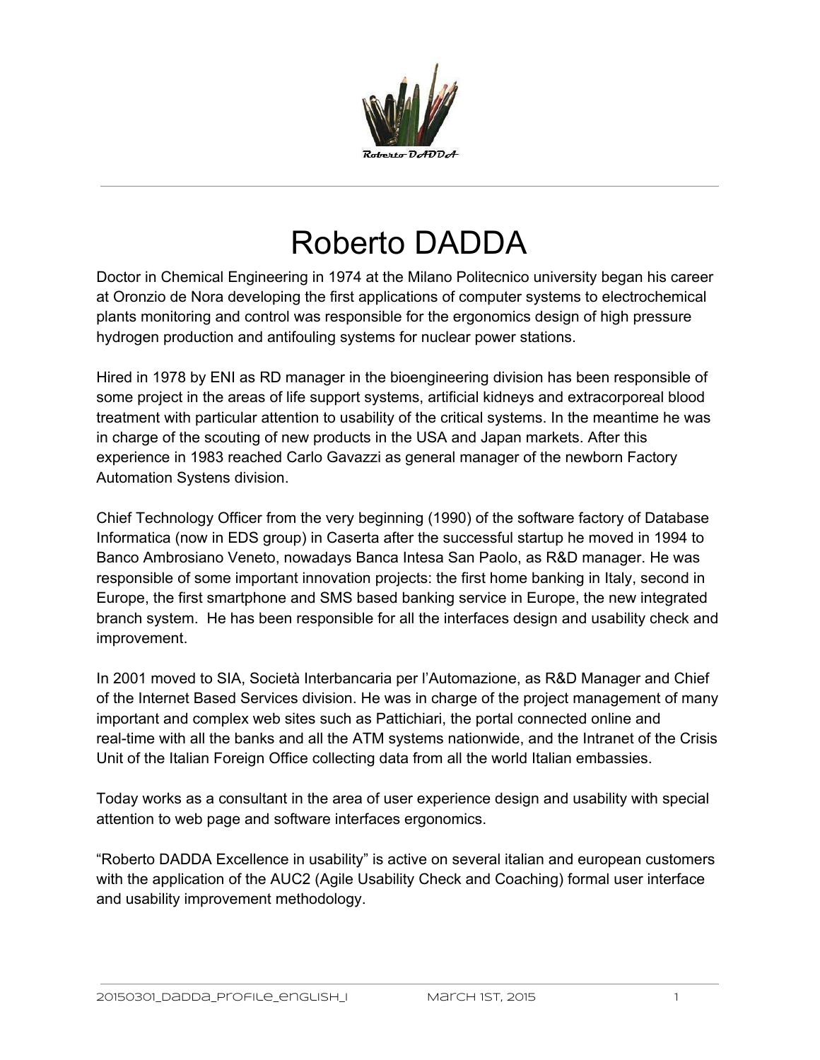# Roberto DADDA

Doctor in Chemical Engineering in 1974 at the Milano Politecnico university began his career at Oronzio de Nora developing the first applications of computer systems to electrochemical plants monitoring and control was responsible for the ergonomics design of high pressure hydrogen production and antifouling systems for nuclear power stations.

Hired in 1978 by ENI as RD manager in the bioengineering division has been responsible of some project in the areas of life support systems, artificial kidneys and extracorporeal blood treatment with particular attention to usability of the critical systems. In the meantime he was in charge of the scouting of new products in the USA and Japan markets. After this experience in 1983 reached Carlo Gavazzi as general manager of the newborn Factory Automation Systens division.

Chief Technology Officer from the very beginning (1990) of the software factory of Database Informatica (now in EDS group) in Caserta after the successful startup he moved in 1994 to Banco Ambrosiano Veneto, nowadays Banca Intesa San Paolo, as R&D manager. He was responsible of some important innovation projects: the first home banking in Italy, second in Europe, the first smartphone and SMS based banking service in Europe, the new integrated branch system. He has been responsible for all the interfaces design and usability check and improvement.

In 2001 moved to SIA, Società Interbancaria per l'Automazione, as R&D Manager and Chief of the Internet Based Services division. He was in charge of the project management of many important and complex web sites such as Pattichiari, the portal connected online and real-time with all the banks and all the ATM systems nationwide, and the Intranet of the Crisis Unit of the Italian Foreign Office collecting data from all the world Italian embassies.

Today works as a consultant in the area of user experience design and usability with special attention to web page and software interfaces ergonomics.

"Roberto DADDA Excellence in usability" is active on several italian and european customers with the application of the AUC2 (Agile Usability Check and Coaching) formal user interface and usability improvement methodology.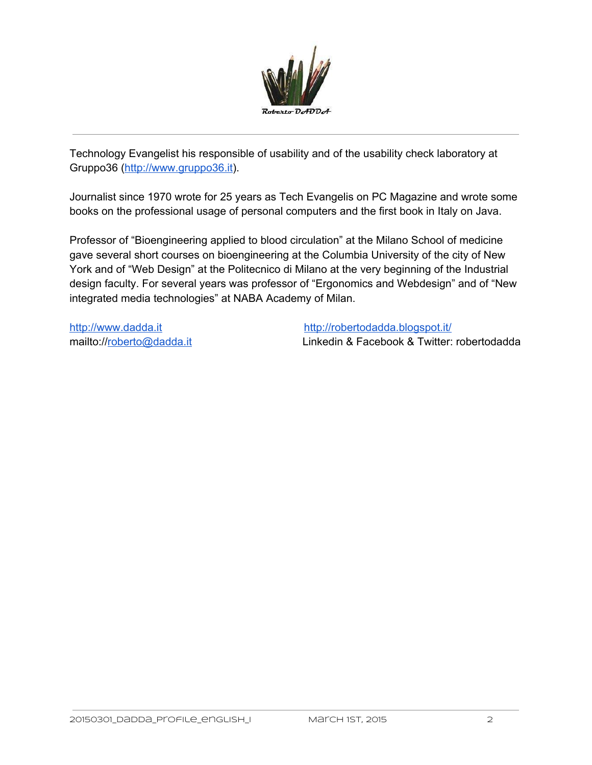Technology Evangelist his responsible of usability and of the usability check laboratory at Gruppo36 (http://www.gruppo36.it).

Journalist since 1970 wrote for 25 years as Tech Evangelis on PC Magazine and wrote some books on the professional usage of personal computers and the first book in Italy on Java.

Professor of “Bioengineering applied to blood circulation” at the Milano School of medicine gave several short courses on bioengineering at the Columbia University of the city of New York and of “Web Design” at the Politecnico di Milano at the very beginning of the Industrial design faculty. For several years was professor of “Ergonomics and Webdesign” and of “New integrated media technologies” at NABA Academy of Milan.

http://www.dadda.it
mailto://roberto@dadda.it

http://robertodadda.blogspot.it/
Linkedin & Facebook & Twitter: robertodadda